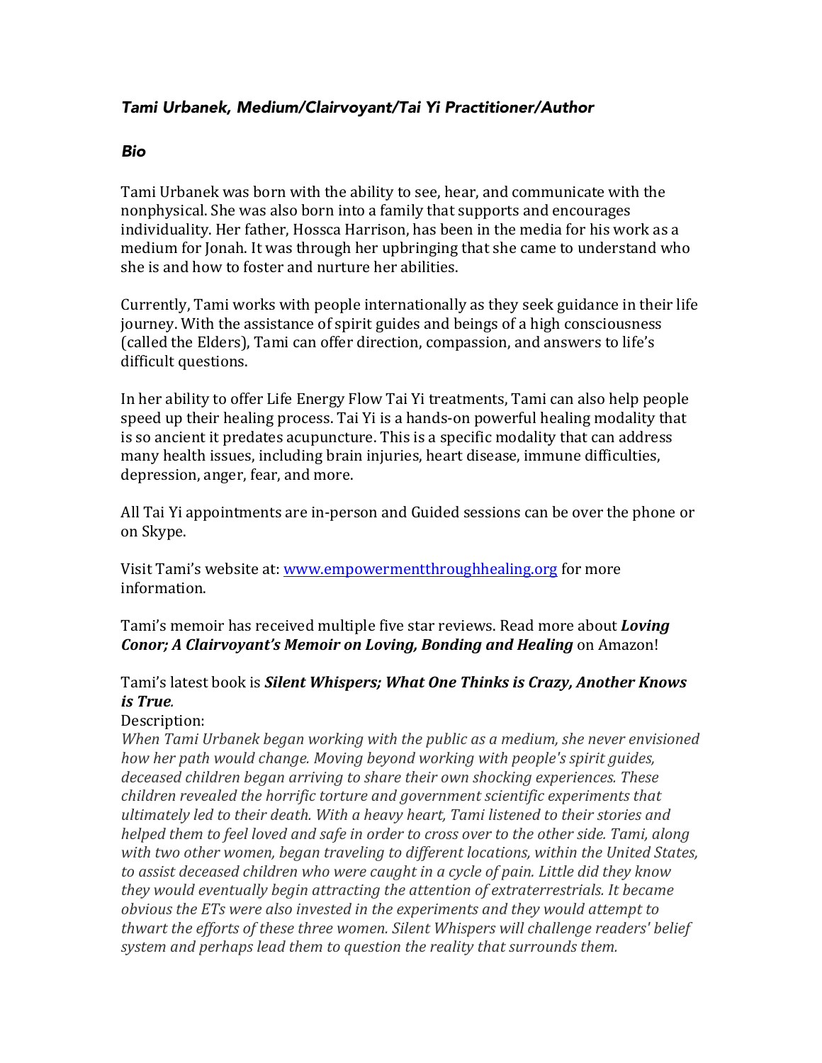## *Tami Urbanek, Medium/Clairvoyant/Tai Yi Practitioner/Author*

### *Bio*

Tami Urbanek was born with the ability to see, hear, and communicate with the nonphysical. She was also born into a family that supports and encourages individuality. Her father, Hossca Harrison, has been in the media for his work as a medium for Jonah. It was through her upbringing that she came to understand who she is and how to foster and nurture her abilities.

Currently, Tami works with people internationally as they seek guidance in their life journey. With the assistance of spirit guides and beings of a high consciousness (called the Elders), Tami can offer direction, compassion, and answers to life's difficult questions.

In her ability to offer Life Energy Flow Tai Yi treatments, Tami can also help people speed up their healing process. Tai Yi is a hands-on powerful healing modality that is so ancient it predates acupuncture. This is a specific modality that can address many health issues, including brain injuries, heart disease, immune difficulties, depression, anger, fear, and more.

All Tai Yi appointments are in-person and Guided sessions can be over the phone or on Skype.

Visit Tami's website at: [www.empowermentthroughhealing.org](http://www.empowermentthroughhealing.org) for more information.

Tami's memoir has received multiple five star reviews. Read more about ***Loving Conor; A Clairvoyant's Memoir on Loving, Bonding and Healing*** on Amazon!

Tami's latest book is ***Silent Whispers; What One Thinks is Crazy, Another Knows is True***.

Description:

*When Tami Urbanek began working with the public as a medium, she never envisioned how her path would change. Moving beyond working with people's spirit guides, deceased children began arriving to share their own shocking experiences. These children revealed the horrific torture and government scientific experiments that ultimately led to their death. With a heavy heart, Tami listened to their stories and helped them to feel loved and safe in order to cross over to the other side. Tami, along with two other women, began traveling to different locations, within the United States, to assist deceased children who were caught in a cycle of pain. Little did they know they would eventually begin attracting the attention of extraterrestrials. It became obvious the ETs were also invested in the experiments and they would attempt to thwart the efforts of these three women. Silent Whispers will challenge readers' belief system and perhaps lead them to question the reality that surrounds them.*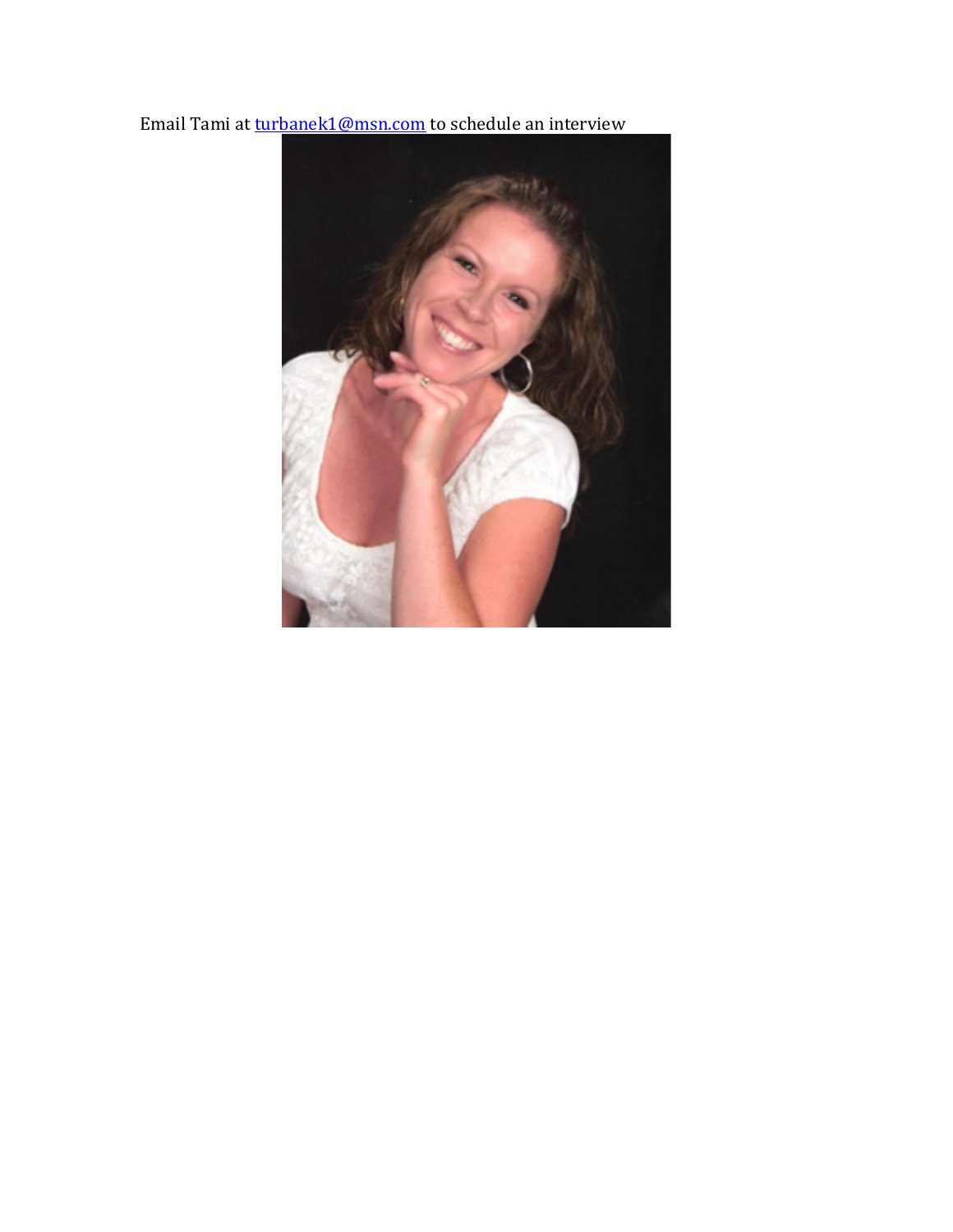Email Tami at turbanek1@msn.com to schedule an interview